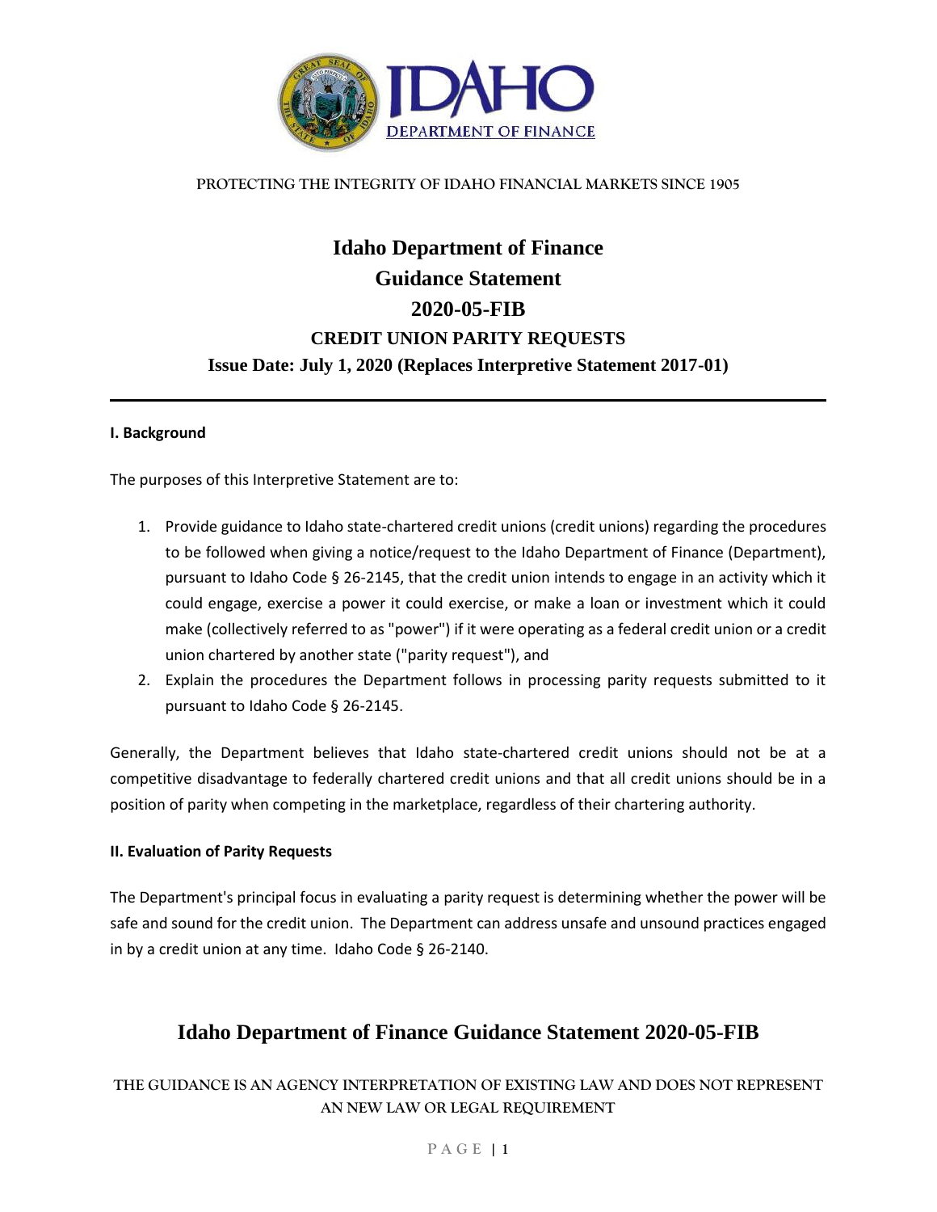PROTECTING THE INTEGRITY OF IDAHO FINANCIAL MARKETS SINCE 1905

# Idaho Department of Finance
# Guidance Statement
# 2020-05-FIB
## CREDIT UNION PARITY REQUESTS
### Issue Date: July 1, 2020 (Replaces Interpretive Statement 2017-01)

---

**I. Background**

The purposes of this Interpretive Statement are to:

1. Provide guidance to Idaho state-chartered credit unions (credit unions) regarding the procedures to be followed when giving a notice/request to the Idaho Department of Finance (Department), pursuant to Idaho Code § 26-2145, that the credit union intends to engage in an activity which it could engage, exercise a power it could exercise, or make a loan or investment which it could make (collectively referred to as "power") if it were operating as a federal credit union or a credit union chartered by another state ("parity request"), and
2. Explain the procedures the Department follows in processing parity requests submitted to it pursuant to Idaho Code § 26-2145.

Generally, the Department believes that Idaho state-chartered credit unions should not be at a competitive disadvantage to federally chartered credit unions and that all credit unions should be in a position of parity when competing in the marketplace, regardless of their chartering authority.

**II. Evaluation of Parity Requests**

The Department's principal focus in evaluating a parity request is determining whether the power will be safe and sound for the credit union. The Department can address unsafe and unsound practices engaged in by a credit union at any time. Idaho Code § 26-2140.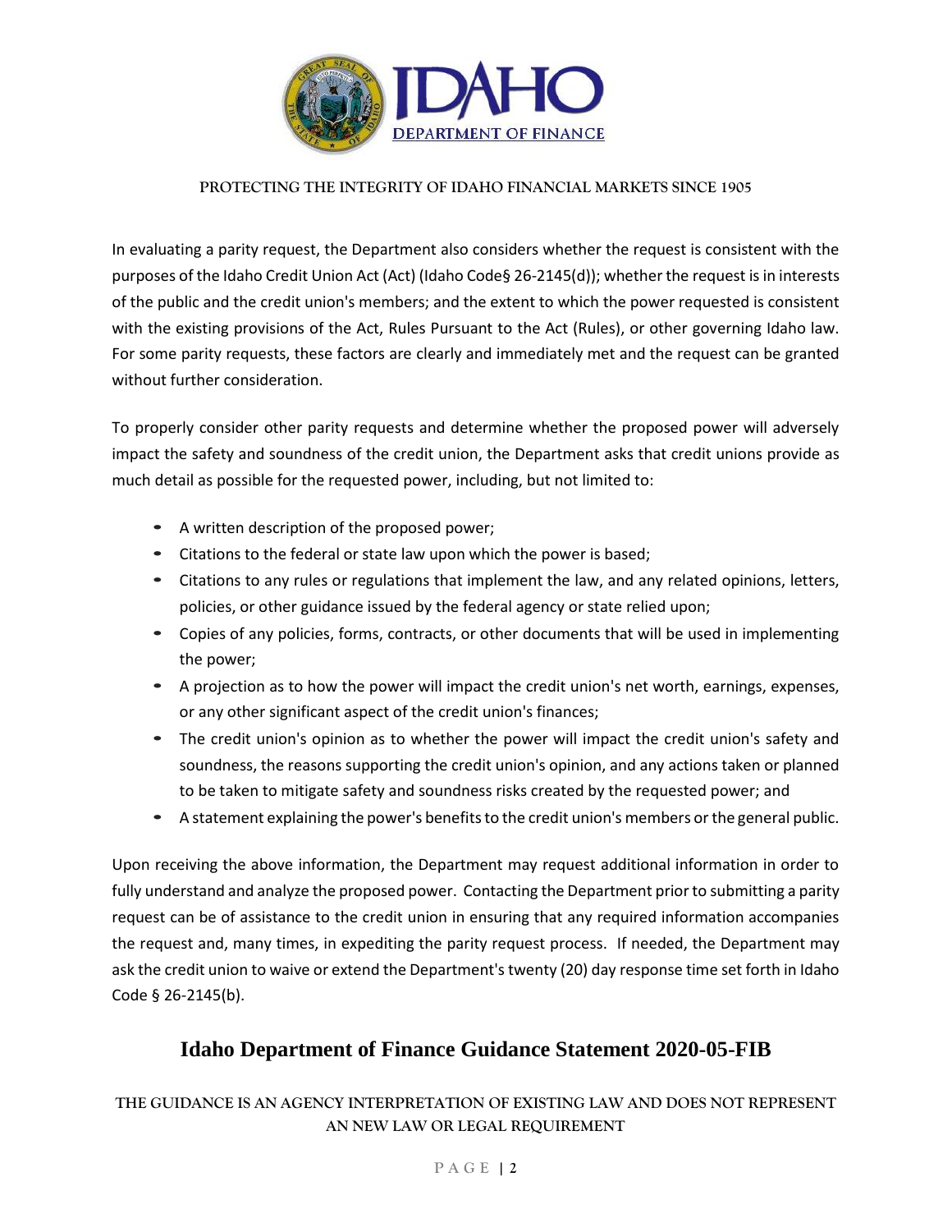In evaluating a parity request, the Department also considers whether the request is consistent with the purposes of the Idaho Credit Union Act (Act) (Idaho Code§ 26-2145(d)); whether the request is in interests of the public and the credit union's members; and the extent to which the power requested is consistent with the existing provisions of the Act, Rules Pursuant to the Act (Rules), or other governing Idaho law. For some parity requests, these factors are clearly and immediately met and the request can be granted without further consideration.

To properly consider other parity requests and determine whether the proposed power will adversely impact the safety and soundness of the credit union, the Department asks that credit unions provide as much detail as possible for the requested power, including, but not limited to:

- A written description of the proposed power;
- Citations to the federal or state law upon which the power is based;
- Citations to any rules or regulations that implement the law, and any related opinions, letters, policies, or other guidance issued by the federal agency or state relied upon;
- Copies of any policies, forms, contracts, or other documents that will be used in implementing the power;
- A projection as to how the power will impact the credit union's net worth, earnings, expenses, or any other significant aspect of the credit union's finances;
- The credit union's opinion as to whether the power will impact the credit union's safety and soundness, the reasons supporting the credit union's opinion, and any actions taken or planned to be taken to mitigate safety and soundness risks created by the requested power; and
- A statement explaining the power's benefits to the credit union's members or the general public.

Upon receiving the above information, the Department may request additional information in order to fully understand and analyze the proposed power. Contacting the Department prior to submitting a parity request can be of assistance to the credit union in ensuring that any required information accompanies the request and, many times, in expediting the parity request process. If needed, the Department may ask the credit union to waive or extend the Department's twenty (20) day response time set forth in Idaho Code § 26-2145(b).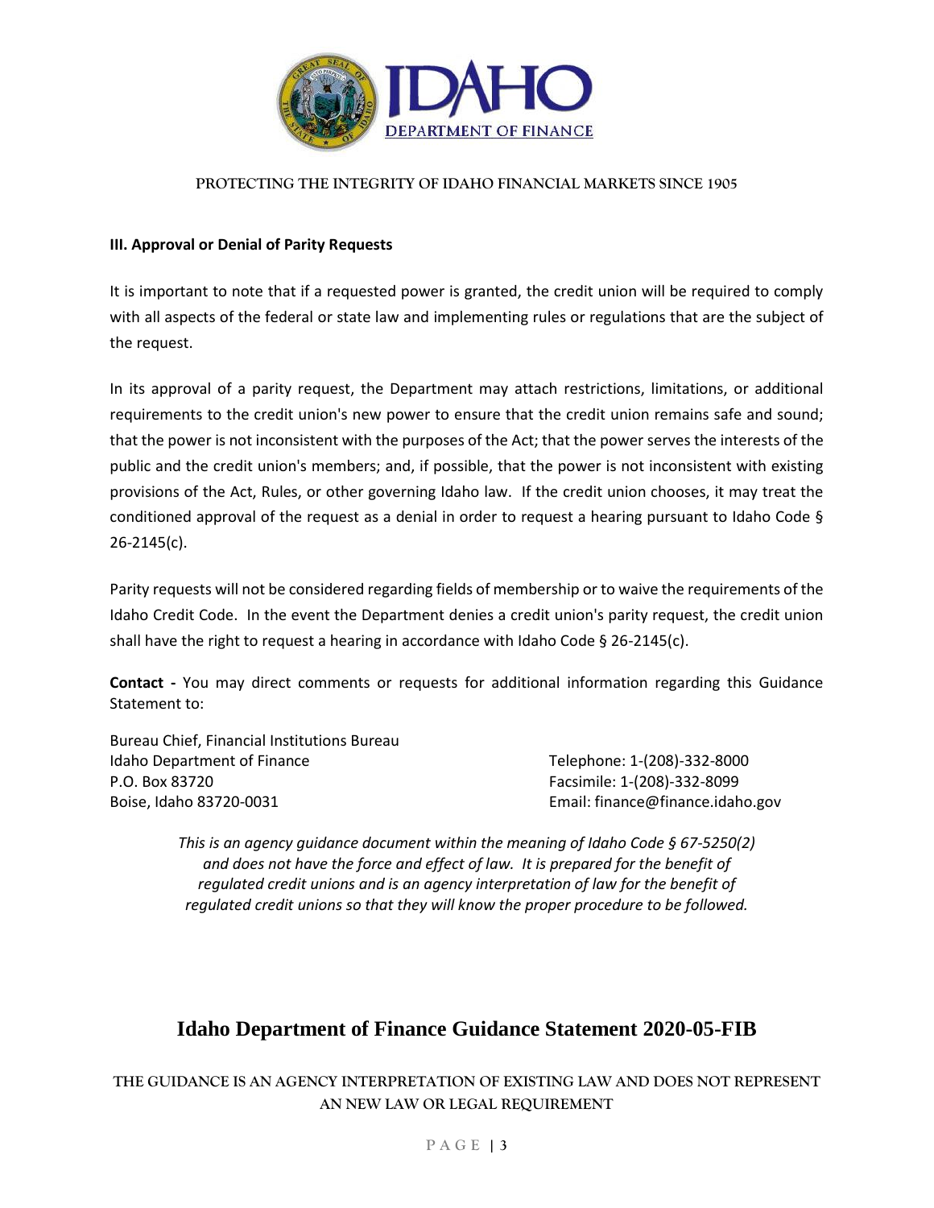### III. Approval or Denial of Parity Requests

It is important to note that if a requested power is granted, the credit union will be required to comply with all aspects of the federal or state law and implementing rules or regulations that are the subject of the request.

In its approval of a parity request, the Department may attach restrictions, limitations, or additional requirements to the credit union's new power to ensure that the credit union remains safe and sound; that the power is not inconsistent with the purposes of the Act; that the power serves the interests of the public and the credit union's members; and, if possible, that the power is not inconsistent with existing provisions of the Act, Rules, or other governing Idaho law. If the credit union chooses, it may treat the conditioned approval of the request as a denial in order to request a hearing pursuant to Idaho Code § 26-2145(c).

Parity requests will not be considered regarding fields of membership or to waive the requirements of the Idaho Credit Code. In the event the Department denies a credit union's parity request, the credit union shall have the right to request a hearing in accordance with Idaho Code § 26-2145(c).

**Contact -** You may direct comments or requests for additional information regarding this Guidance Statement to:

Bureau Chief, Financial Institutions Bureau
Idaho Department of Finance
P.O. Box 83720
Boise, Idaho 83720-0031

Telephone: 1-(208)-332-8000
Facsimile: 1-(208)-332-8099
Email: finance@finance.idaho.gov

*This is an agency guidance document within the meaning of Idaho Code § 67-5250(2) and does not have the force and effect of law. It is prepared for the benefit of regulated credit unions and is an agency interpretation of law for the benefit of regulated credit unions so that they will know the proper procedure to be followed.*